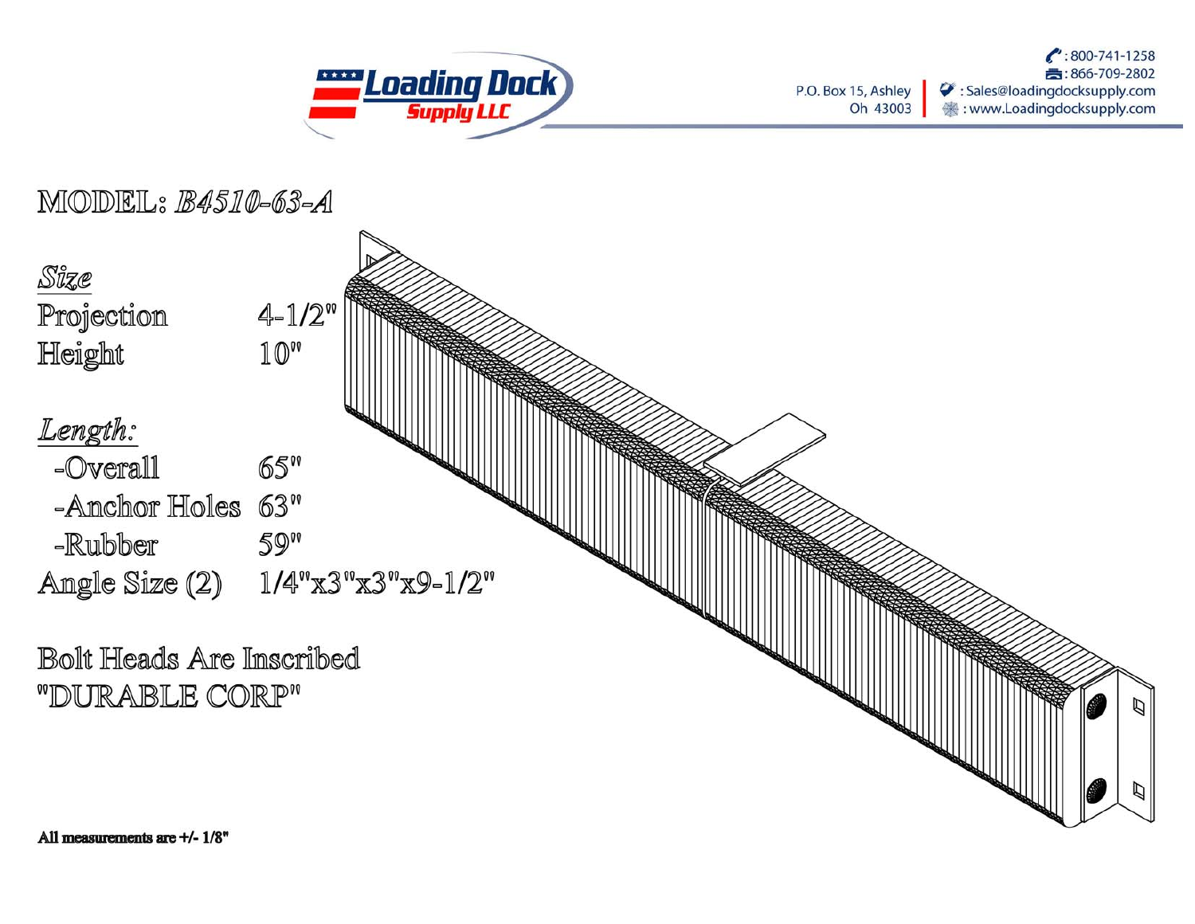P.O. Box 15, Ashley Oh 43003

: 800-741-1258
: 866-709-2802
: Sales@loadingdocksupply.com
: www.Loadingdocksupply.com

# MODEL: *B4510-63-A*

***Size***

| | |
|---|---|
| Projection | 4-1/2" |
| Height | 10" |

***Length:***

| | |
|---|---|
| -Overall | 65" |
| -Anchor Holes | 63" |
| -Rubber | 59" |
| Angle Size (2) | 1/4"x3"x3"x9-1/2" |

Bolt Heads Are Inscribed "DURABLE CORP"

**All measurements are +/- 1/8"**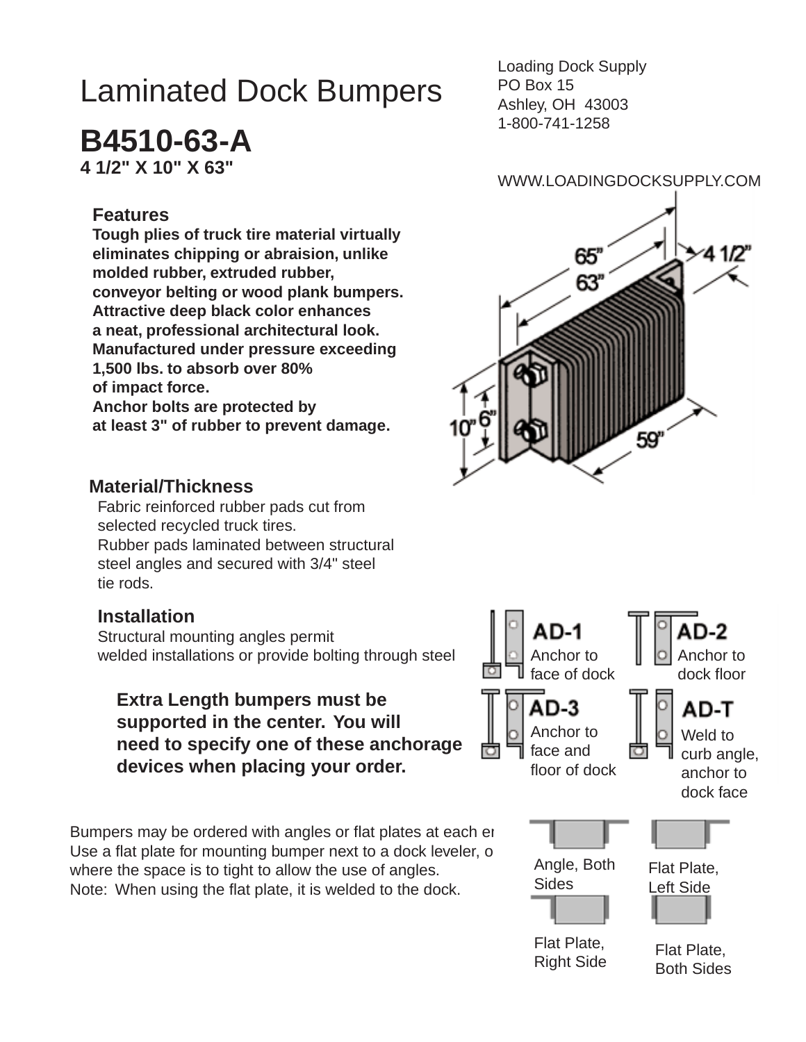Loading Dock Supply
PO Box 15
Ashley, OH 43003
1-800-741-1258

WWW.LOADINGDOCKSUPPLY.COM

# Laminated Dock Bumpers

## B4510-63-A

**4 1/2" X 10" X 63"**

### Features

**Tough plies of truck tire material virtually eliminates chipping or abraision, unlike molded rubber, extruded rubber, conveyor belting or wood plank bumpers.**
**Attractive deep black color enhances a neat, professional architectural look.**
**Manufactured under pressure exceeding 1,500 lbs. to absorb over 80% of impact force.**
**Anchor bolts are protected by at least 3" of rubber to prevent damage.**

65"
63"
4 1/2"
10"
6"
59"

### Material/Thickness

Fabric reinforced rubber pads cut from selected recycled truck tires.
Rubber pads laminated between structural steel angles and secured with 3/4" steel tie rods.

### Installation

Structural mounting angles permit welded installations or provide bolting through steel

**Extra Length bumpers must be supported in the center. You will need to specify one of these anchorage devices when placing your order.**

**AD-1** Anchor to face of dock

**AD-2** Anchor to dock floor

**AD-3** Anchor to face and floor of dock

**AD-T** Weld to curb angle, anchor to dock face

Bumpers may be ordered with angles or flat plates at each er
Use a flat plate for mounting bumper next to a dock leveler, o
where the space is to tight to allow the use of angles.
Note: When using the flat plate, it is welded to the dock.

Angle, Both Sides

Flat Plate, Left Side

Flat Plate, Right Side

Flat Plate, Both Sides